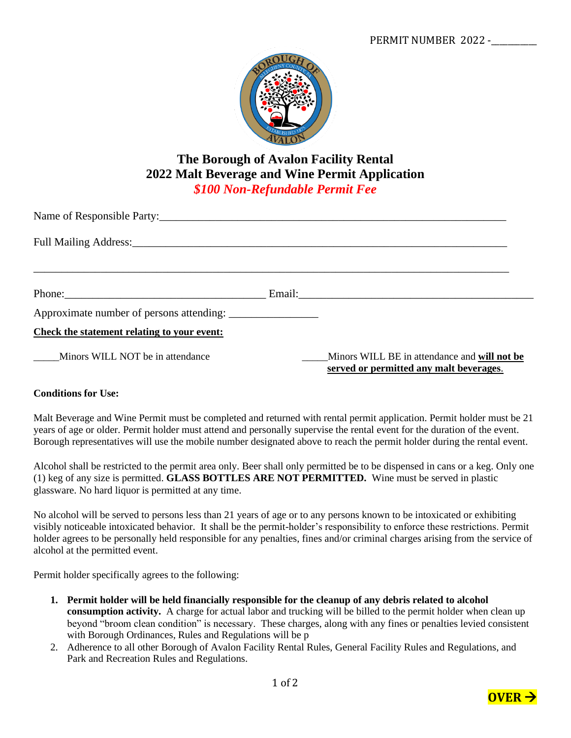PERMIT NUMBER 2022 -\_\_\_\_\_\_\_\_\_

# The Borough of Avalon Facility Rental
# 2022 Malt Beverage and Wine Permit Application

***$100 Non-Refundable Permit Fee***

Name of Responsible Party:\_\_\_\_\_\_\_\_\_\_\_\_\_\_\_\_\_\_\_\_\_\_\_\_\_\_\_\_\_\_\_\_\_\_\_\_\_\_\_\_\_\_\_\_\_\_\_\_\_\_\_\_\_\_\_\_\_\_\_\_\_\_

Full Mailing Address:\_\_\_\_\_\_\_\_\_\_\_\_\_\_\_\_\_\_\_\_\_\_\_\_\_\_\_\_\_\_\_\_\_\_\_\_\_\_\_\_\_\_\_\_\_\_\_\_\_\_\_\_\_\_\_\_\_\_\_\_\_\_\_\_\_

\_\_\_\_\_\_\_\_\_\_\_\_\_\_\_\_\_\_\_\_\_\_\_\_\_\_\_\_\_\_\_\_\_\_\_\_\_\_\_\_\_\_\_\_\_\_\_\_\_\_\_\_\_\_\_\_\_\_\_\_\_\_\_\_\_\_\_\_\_\_\_\_\_\_\_\_\_\_\_\_\_\_\_\_\_\_

Phone:\_\_\_\_\_\_\_\_\_\_\_\_\_\_\_\_\_\_\_\_\_\_\_\_\_\_\_\_\_\_\_\_\_\_\_\_\_ Email:\_\_\_\_\_\_\_\_\_\_\_\_\_\_\_\_\_\_\_\_\_\_\_\_\_\_\_\_\_\_\_\_\_\_\_\_\_\_\_\_\_\_\_

Approximate number of persons attending: \_\_\_\_\_\_\_\_\_\_\_\_\_\_\_\_

**<u>Check the statement relating to your event:</u>**

\_\_\_\_\_Minors WILL NOT be in attendance

\_\_\_\_\_Minors WILL BE in attendance and **<u>will not be served or permitted any malt beverages</u>**.

**Conditions for Use:**

Malt Beverage and Wine Permit must be completed and returned with rental permit application. Permit holder must be 21 years of age or older. Permit holder must attend and personally supervise the rental event for the duration of the event. Borough representatives will use the mobile number designated above to reach the permit holder during the rental event.

Alcohol shall be restricted to the permit area only. Beer shall only permitted be to be dispensed in cans or a keg. Only one (1) keg of any size is permitted. **GLASS BOTTLES ARE NOT PERMITTED.** Wine must be served in plastic glassware. No hard liquor is permitted at any time.

No alcohol will be served to persons less than 21 years of age or to any persons known to be intoxicated or exhibiting visibly noticeable intoxicated behavior. It shall be the permit-holder's responsibility to enforce these restrictions. Permit holder agrees to be personally held responsible for any penalties, fines and/or criminal charges arising from the service of alcohol at the permitted event.

Permit holder specifically agrees to the following:

1. **Permit holder will be held financially responsible for the cleanup of any debris related to alcohol consumption activity.** A charge for actual labor and trucking will be billed to the permit holder when clean up beyond "broom clean condition" is necessary. These charges, along with any fines or penalties levied consistent with Borough Ordinances, Rules and Regulations will be p
2. Adherence to all other Borough of Avalon Facility Rental Rules, General Facility Rules and Regulations, and Park and Recreation Rules and Regulations.

**OVER →**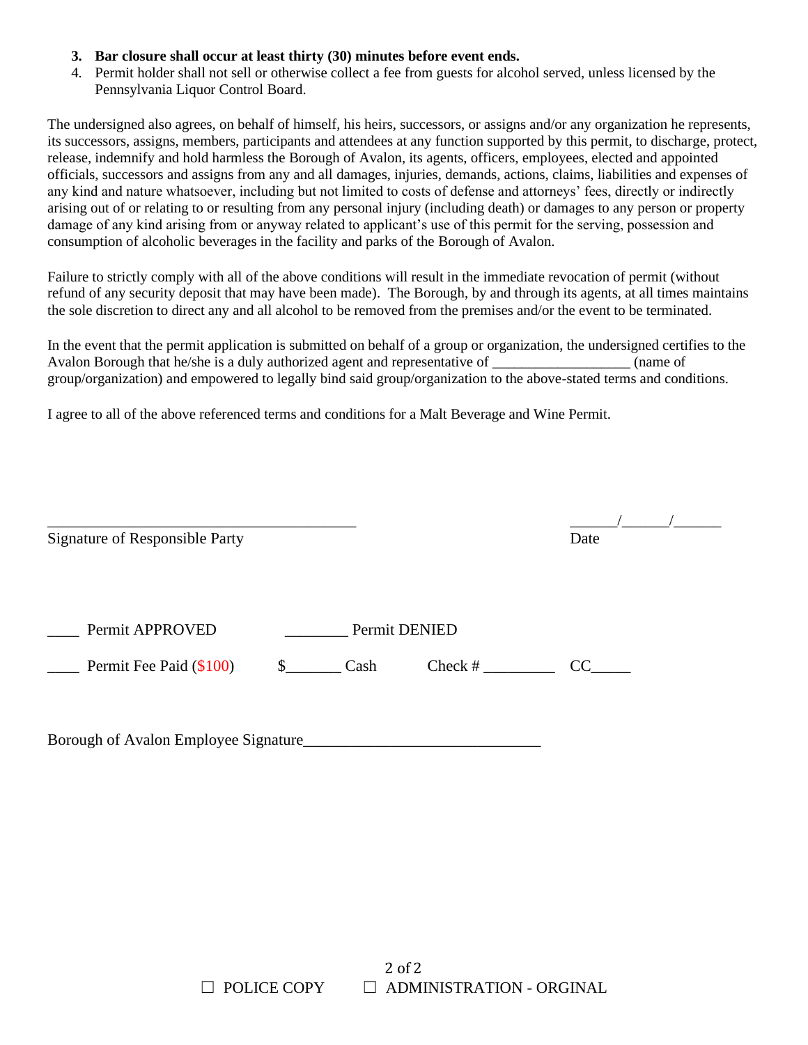3. **Bar closure shall occur at least thirty (30) minutes before event ends.**
4. Permit holder shall not sell or otherwise collect a fee from guests for alcohol served, unless licensed by the Pennsylvania Liquor Control Board.

The undersigned also agrees, on behalf of himself, his heirs, successors, or assigns and/or any organization he represents, its successors, assigns, members, participants and attendees at any function supported by this permit, to discharge, protect, release, indemnify and hold harmless the Borough of Avalon, its agents, officers, employees, elected and appointed officials, successors and assigns from any and all damages, injuries, demands, actions, claims, liabilities and expenses of any kind and nature whatsoever, including but not limited to costs of defense and attorneys' fees, directly or indirectly arising out of or relating to or resulting from any personal injury (including death) or damages to any person or property damage of any kind arising from or anyway related to applicant's use of this permit for the serving, possession and consumption of alcoholic beverages in the facility and parks of the Borough of Avalon.

Failure to strictly comply with all of the above conditions will result in the immediate revocation of permit (without refund of any security deposit that may have been made). The Borough, by and through its agents, at all times maintains the sole discretion to direct any and all alcohol to be removed from the premises and/or the event to be terminated.

In the event that the permit application is submitted on behalf of a group or organization, the undersigned certifies to the Avalon Borough that he/she is a duly authorized agent and representative of __________________ (name of group/organization) and empowered to legally bind said group/organization to the above-stated terms and conditions.

I agree to all of the above referenced terms and conditions for a Malt Beverage and Wine Permit.

________________________________________ ______/______/______

Signature of Responsible Party Date

____ Permit APPROVED ________ Permit DENIED

____ Permit Fee Paid ($100) $_______ Cash Check # _________ CC_____

Borough of Avalon Employee Signature_____________________________

☐ POLICE COPY ☐ ADMINISTRATION - ORGINAL